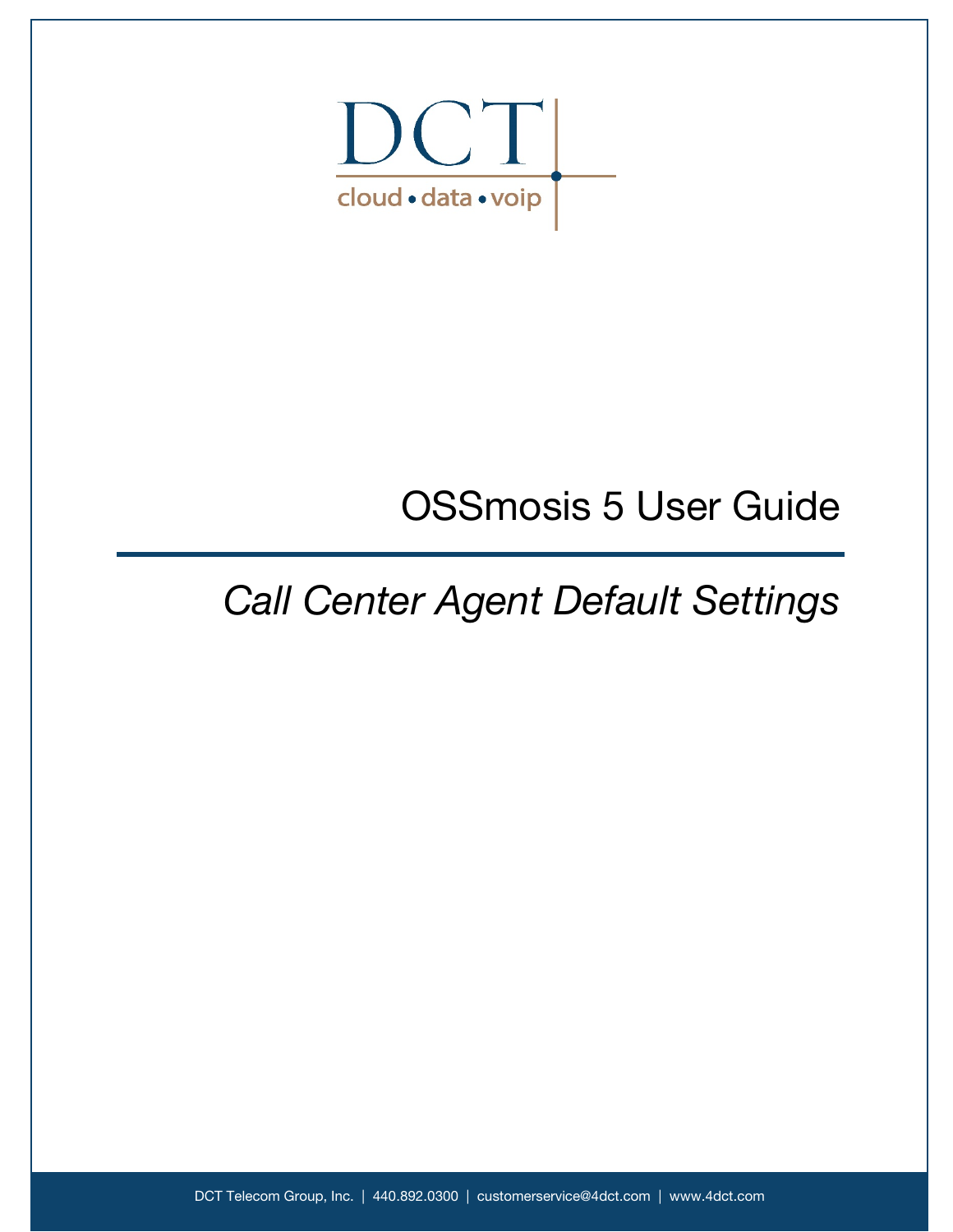# OSSmosis 5 User Guide

## *Call Center Agent Default Settings*

DCT Telecom Group, Inc. | 440.892.0300 | customerservice@4dct.com | www.4dct.com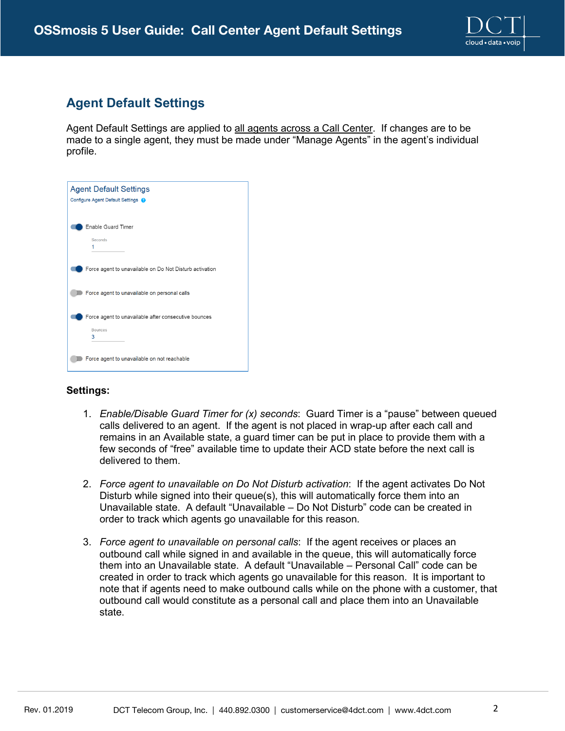## Agent Default Settings

Agent Default Settings are applied to all agents across a Call Center. If changes are to be made to a single agent, they must be made under "Manage Agents" in the agent's individual profile.

Agent Default Settings

Configure Agent Default Settings

Enable Guard Timer

Seconds
1

Force agent to unavailable on Do Not Disturb activation

Force agent to unavailable on personal calls

Force agent to unavailable after consecutive bounces

Bounces
3

Force agent to unavailable on not reachable

**Settings:**

1. *Enable/Disable Guard Timer for (x) seconds*: Guard Timer is a "pause" between queued calls delivered to an agent. If the agent is not placed in wrap-up after each call and remains in an Available state, a guard timer can be put in place to provide them with a few seconds of "free" available time to update their ACD state before the next call is delivered to them.

2. *Force agent to unavailable on Do Not Disturb activation*: If the agent activates Do Not Disturb while signed into their queue(s), this will automatically force them into an Unavailable state. A default "Unavailable – Do Not Disturb" code can be created in order to track which agents go unavailable for this reason.

3. *Force agent to unavailable on personal calls*: If the agent receives or places an outbound call while signed in and available in the queue, this will automatically force them into an Unavailable state. A default "Unavailable – Personal Call" code can be created in order to track which agents go unavailable for this reason. It is important to note that if agents need to make outbound calls while on the phone with a customer, that outbound call would constitute as a personal call and place them into an Unavailable state.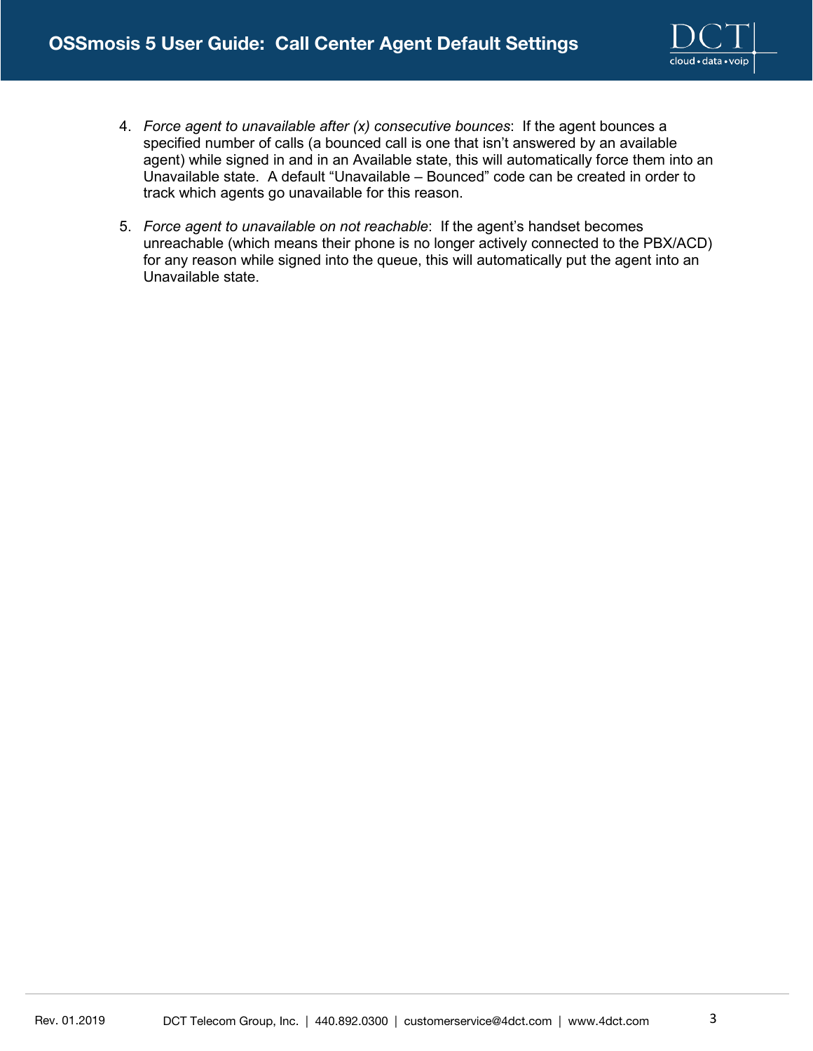4. *Force agent to unavailable after (x) consecutive bounces*: If the agent bounces a specified number of calls (a bounced call is one that isn't answered by an available agent) while signed in and in an Available state, this will automatically force them into an Unavailable state. A default "Unavailable – Bounced" code can be created in order to track which agents go unavailable for this reason.

5. *Force agent to unavailable on not reachable*: If the agent's handset becomes unreachable (which means their phone is no longer actively connected to the PBX/ACD) for any reason while signed into the queue, this will automatically put the agent into an Unavailable state.